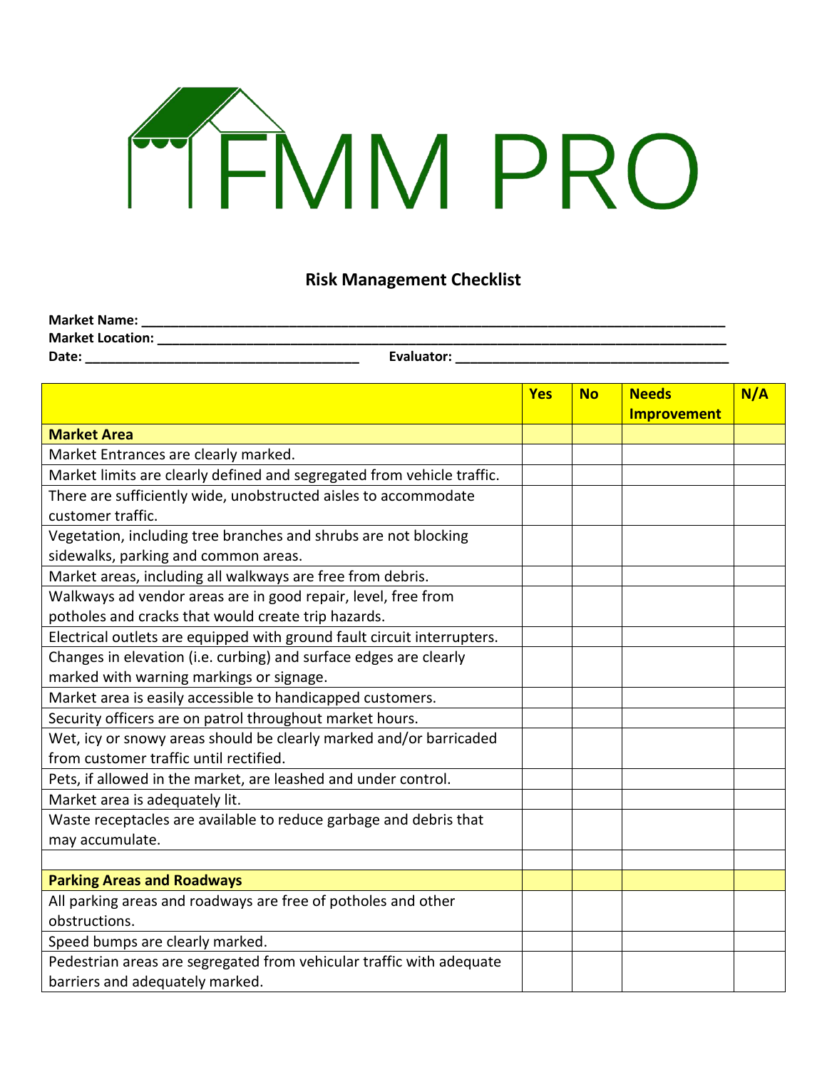FMM PRO

## Risk Management Checklist

**Market Name:** ______________________________________________

**Market Location:** ______________________________________________

**Date:** ________________________ **Evaluator:** ________________________

| | Yes | No | Needs Improvement | N/A |
|---|---|---|---|---|
| **Market Area** | | | | |
| Market Entrances are clearly marked. | | | | |
| Market limits are clearly defined and segregated from vehicle traffic. | | | | |
| There are sufficiently wide, unobstructed aisles to accommodate customer traffic. | | | | |
| Vegetation, including tree branches and shrubs are not blocking sidewalks, parking and common areas. | | | | |
| Market areas, including all walkways are free from debris. | | | | |
| Walkways ad vendor areas are in good repair, level, free from potholes and cracks that would create trip hazards. | | | | |
| Electrical outlets are equipped with ground fault circuit interrupters. | | | | |
| Changes in elevation (i.e. curbing) and surface edges are clearly marked with warning markings or signage. | | | | |
| Market area is easily accessible to handicapped customers. | | | | |
| Security officers are on patrol throughout market hours. | | | | |
| Wet, icy or snowy areas should be clearly marked and/or barricaded from customer traffic until rectified. | | | | |
| Pets, if allowed in the market, are leashed and under control. | | | | |
| Market area is adequately lit. | | | | |
| Waste receptacles are available to reduce garbage and debris that may accumulate. | | | | |
| | | | | |
| **Parking Areas and Roadways** | | | | |
| All parking areas and roadways are free of potholes and other obstructions. | | | | |
| Speed bumps are clearly marked. | | | | |
| Pedestrian areas are segregated from vehicular traffic with adequate barriers and adequately marked. | | | | |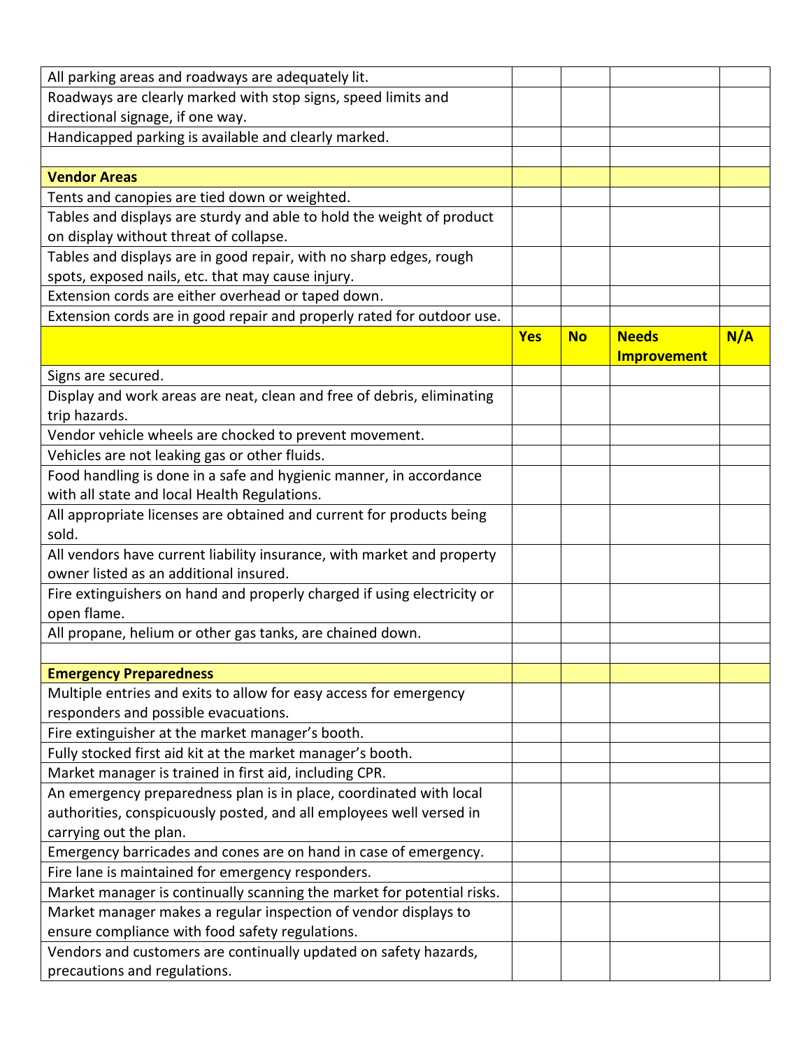| | | | | |
|---|---|---|---|---|
| All parking areas and roadways are adequately lit. | | | | |
| Roadways are clearly marked with stop signs, speed limits and directional signage, if one way. | | | | |
| Handicapped parking is available and clearly marked. | | | | |
| | | | | |
| **Vendor Areas** | | | | |
| Tents and canopies are tied down or weighted. | | | | |
| Tables and displays are sturdy and able to hold the weight of product on display without threat of collapse. | | | | |
| Tables and displays are in good repair, with no sharp edges, rough spots, exposed nails, etc. that may cause injury. | | | | |
| Extension cords are either overhead or taped down. | | | | |
| Extension cords are in good repair and properly rated for outdoor use. | | | | |
| | **Yes** | **No** | **Needs Improvement** | **N/A** |
| Signs are secured. | | | | |
| Display and work areas are neat, clean and free of debris, eliminating trip hazards. | | | | |
| Vendor vehicle wheels are chocked to prevent movement. | | | | |
| Vehicles are not leaking gas or other fluids. | | | | |
| Food handling is done in a safe and hygienic manner, in accordance with all state and local Health Regulations. | | | | |
| All appropriate licenses are obtained and current for products being sold. | | | | |
| All vendors have current liability insurance, with market and property owner listed as an additional insured. | | | | |
| Fire extinguishers on hand and properly charged if using electricity or open flame. | | | | |
| All propane, helium or other gas tanks, are chained down. | | | | |
| | | | | |
| **Emergency Preparedness** | | | | |
| Multiple entries and exits to allow for easy access for emergency responders and possible evacuations. | | | | |
| Fire extinguisher at the market manager's booth. | | | | |
| Fully stocked first aid kit at the market manager's booth. | | | | |
| Market manager is trained in first aid, including CPR. | | | | |
| An emergency preparedness plan is in place, coordinated with local authorities, conspicuously posted, and all employees well versed in carrying out the plan. | | | | |
| Emergency barricades and cones are on hand in case of emergency. | | | | |
| Fire lane is maintained for emergency responders. | | | | |
| Market manager is continually scanning the market for potential risks. | | | | |
| Market manager makes a regular inspection of vendor displays to ensure compliance with food safety regulations. | | | | |
| Vendors and customers are continually updated on safety hazards, precautions and regulations. | | | | |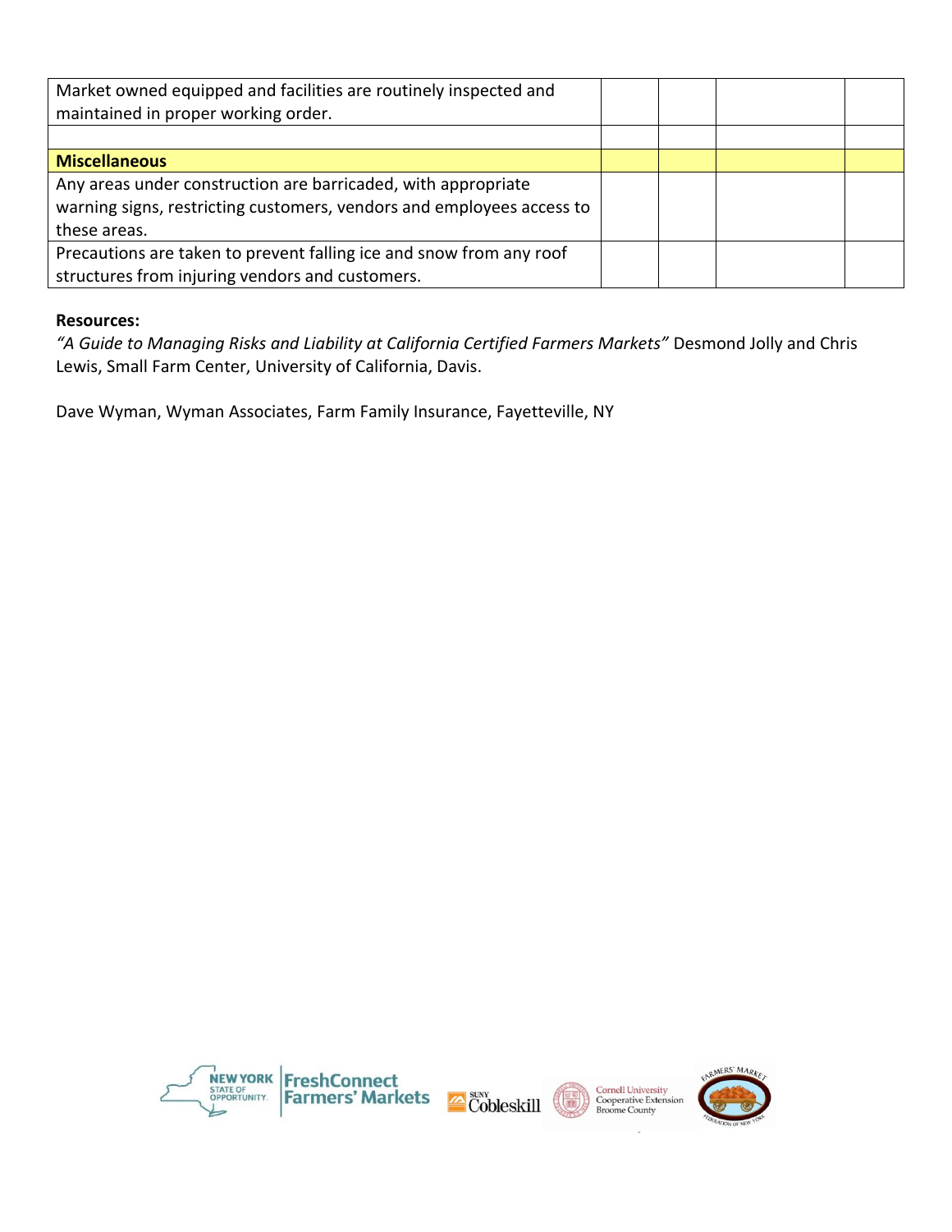| | | | | |
|---|---|---|---|---|
| Market owned equipped and facilities are routinely inspected and maintained in proper working order. | | | | |
| | | | | |
| **Miscellaneous** | | | | |
| Any areas under construction are barricaded, with appropriate warning signs, restricting customers, vendors and employees access to these areas. | | | | |
| Precautions are taken to prevent falling ice and snow from any roof structures from injuring vendors and customers. | | | | |

**Resources:**
*"A Guide to Managing Risks and Liability at California Certified Farmers Markets"* Desmond Jolly and Chris Lewis, Small Farm Center, University of California, Davis.

Dave Wyman, Wyman Associates, Farm Family Insurance, Fayetteville, NY